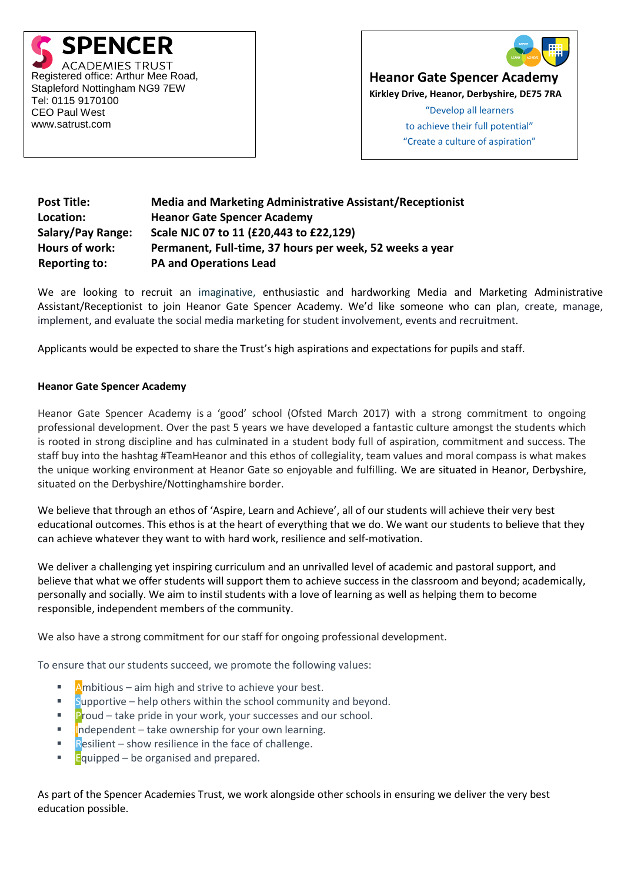**SPENCER**
ACADEMIES TRUST
Registered office: Arthur Mee Road,
Stapleford Nottingham NG9 7EW
Tel: 0115 9170100
CEO Paul West
www.satrust.com

**Heanor Gate Spencer Academy**
**Kirkley Drive, Heanor, Derbyshire, DE75 7RA**
"Develop all learners
to achieve their full potential"
"Create a culture of aspiration"

| | |
|---|---|
| **Post Title:** | **Media and Marketing Administrative Assistant/Receptionist** |
| **Location:** | **Heanor Gate Spencer Academy** |
| **Salary/Pay Range:** | **Scale NJC 07 to 11 (£20,443 to £22,129)** |
| **Hours of work:** | **Permanent, Full-time, 37 hours per week, 52 weeks a year** |
| **Reporting to:** | **PA and Operations Lead** |

We are looking to recruit an imaginative, enthusiastic and hardworking Media and Marketing Administrative Assistant/Receptionist to join Heanor Gate Spencer Academy. We'd like someone who can plan, create, manage, implement, and evaluate the social media marketing for student involvement, events and recruitment.

Applicants would be expected to share the Trust's high aspirations and expectations for pupils and staff.

**Heanor Gate Spencer Academy**

Heanor Gate Spencer Academy is a 'good' school (Ofsted March 2017) with a strong commitment to ongoing professional development. Over the past 5 years we have developed a fantastic culture amongst the students which is rooted in strong discipline and has culminated in a student body full of aspiration, commitment and success. The staff buy into the hashtag #TeamHeanor and this ethos of collegiality, team values and moral compass is what makes the unique working environment at Heanor Gate so enjoyable and fulfilling. We are situated in Heanor, Derbyshire, situated on the Derbyshire/Nottinghamshire border.

We believe that through an ethos of 'Aspire, Learn and Achieve', all of our students will achieve their very best educational outcomes. This ethos is at the heart of everything that we do. We want our students to believe that they can achieve whatever they want to with hard work, resilience and self-motivation.

We deliver a challenging yet inspiring curriculum and an unrivalled level of academic and pastoral support, and believe that what we offer students will support them to achieve success in the classroom and beyond; academically, personally and socially. We aim to instil students with a love of learning as well as helping them to become responsible, independent members of the community.

We also have a strong commitment for our staff for ongoing professional development.

To ensure that our students succeed, we promote the following values:

- Ambitious – aim high and strive to achieve your best.
- Supportive – help others within the school community and beyond.
- Proud – take pride in your work, your successes and our school.
- Independent – take ownership for your own learning.
- Resilient – show resilience in the face of challenge.
- Equipped – be organised and prepared.

As part of the Spencer Academies Trust, we work alongside other schools in ensuring we deliver the very best education possible.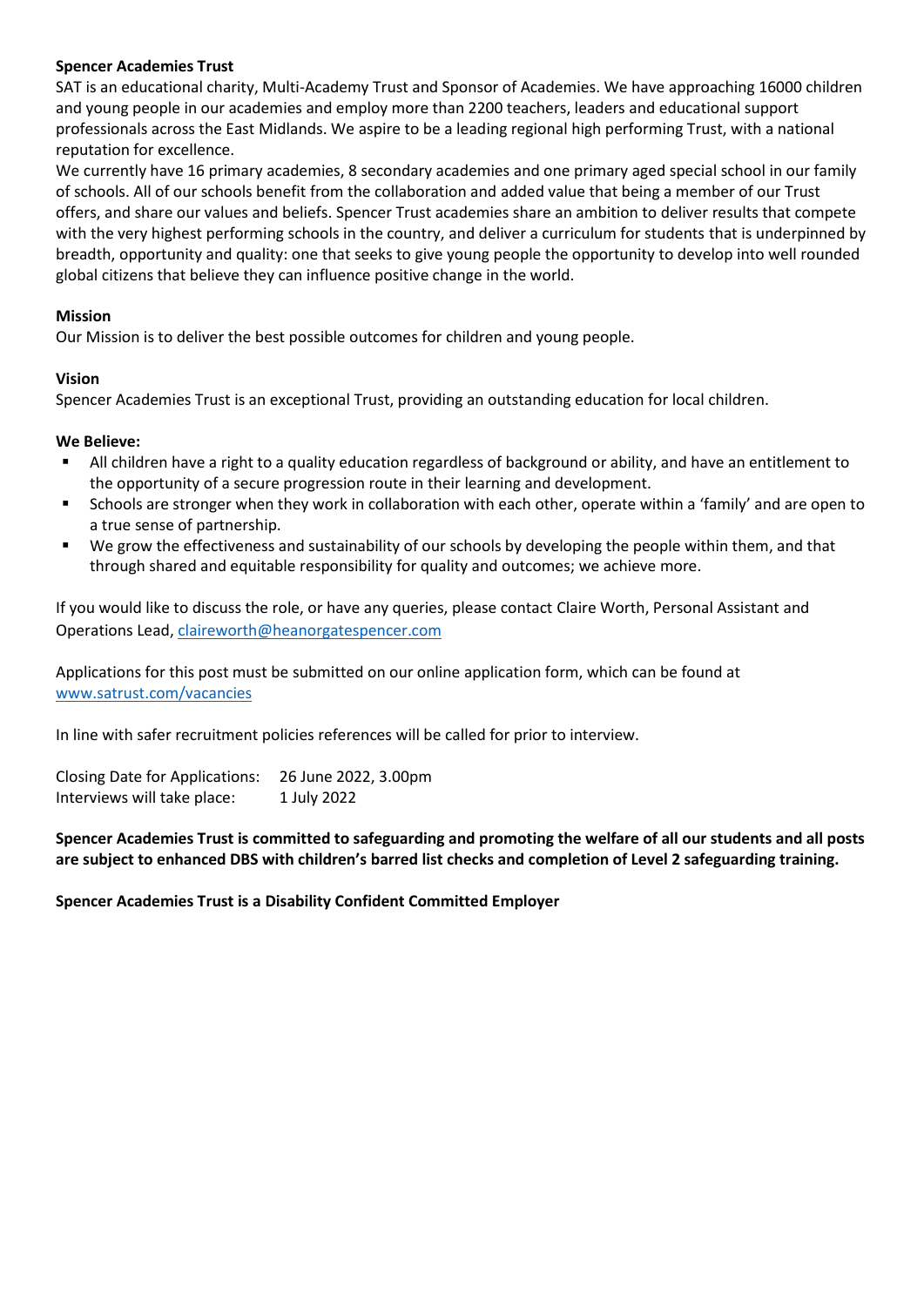**Spencer Academies Trust**

SAT is an educational charity, Multi-Academy Trust and Sponsor of Academies. We have approaching 16000 children and young people in our academies and employ more than 2200 teachers, leaders and educational support professionals across the East Midlands. We aspire to be a leading regional high performing Trust, with a national reputation for excellence.

We currently have 16 primary academies, 8 secondary academies and one primary aged special school in our family of schools. All of our schools benefit from the collaboration and added value that being a member of our Trust offers, and share our values and beliefs. Spencer Trust academies share an ambition to deliver results that compete with the very highest performing schools in the country, and deliver a curriculum for students that is underpinned by breadth, opportunity and quality: one that seeks to give young people the opportunity to develop into well rounded global citizens that believe they can influence positive change in the world.

**Mission**

Our Mission is to deliver the best possible outcomes for children and young people.

**Vision**

Spencer Academies Trust is an exceptional Trust, providing an outstanding education for local children.

**We Believe:**

- All children have a right to a quality education regardless of background or ability, and have an entitlement to the opportunity of a secure progression route in their learning and development.
- Schools are stronger when they work in collaboration with each other, operate within a 'family' and are open to a true sense of partnership.
- We grow the effectiveness and sustainability of our schools by developing the people within them, and that through shared and equitable responsibility for quality and outcomes; we achieve more.

If you would like to discuss the role, or have any queries, please contact Claire Worth, Personal Assistant and Operations Lead, claireworth@heanorgatespencer.com

Applications for this post must be submitted on our online application form, which can be found at www.satrust.com/vacancies

In line with safer recruitment policies references will be called for prior to interview.

Closing Date for Applications: 26 June 2022, 3.00pm
Interviews will take place: 1 July 2022

**Spencer Academies Trust is committed to safeguarding and promoting the welfare of all our students and all posts are subject to enhanced DBS with children's barred list checks and completion of Level 2 safeguarding training.**

**Spencer Academies Trust is a Disability Confident Committed Employer**